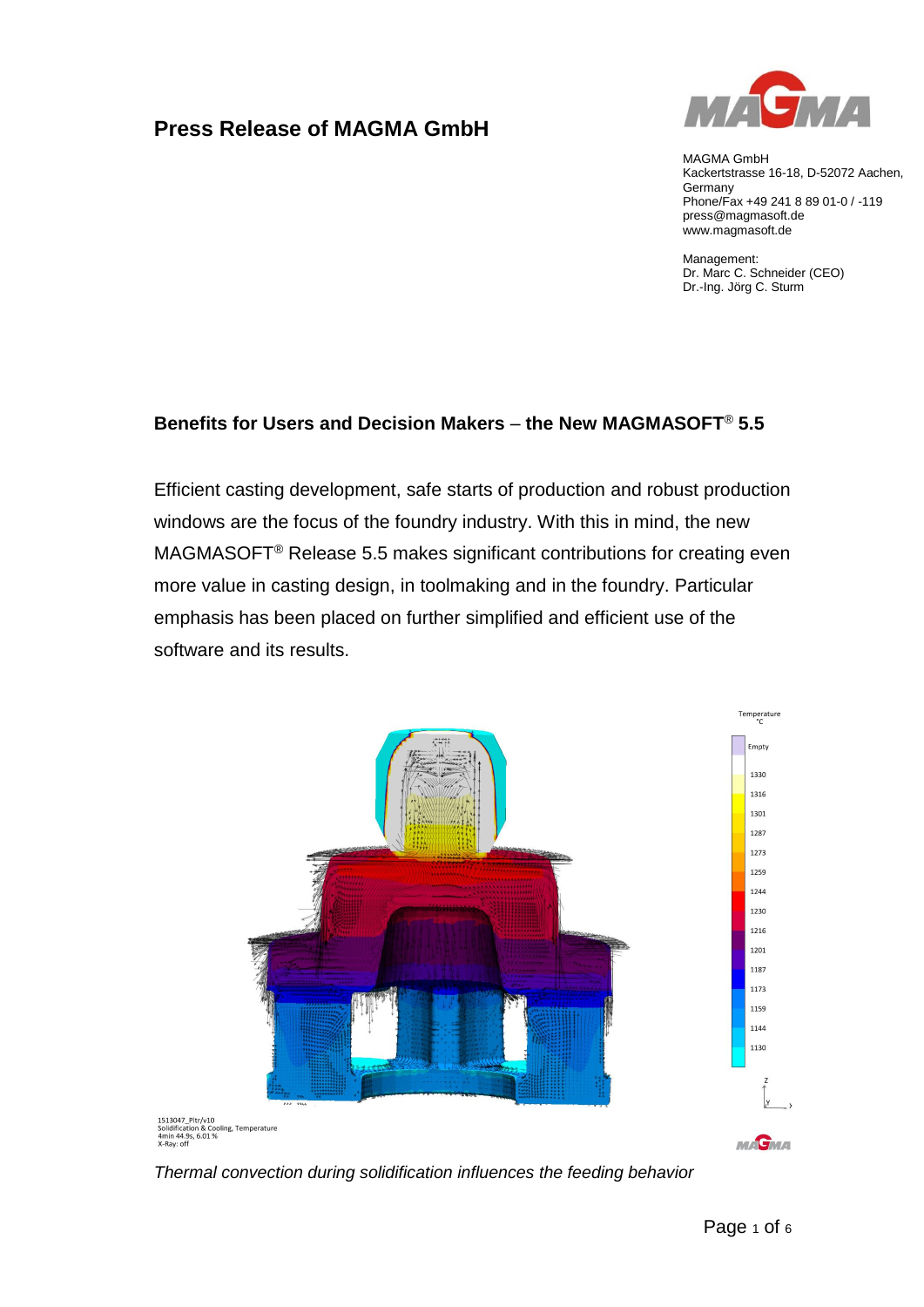# Press Release of MAGMA GmbH

MAGMA GmbH
Kackertstrasse 16-18, D-52072 Aachen, Germany
Phone/Fax +49 241 8 89 01-0 / -119
press@magmasoft.de
www.magmasoft.de

Management:
Dr. Marc C. Schneider (CEO)
Dr.-Ing. Jörg C. Sturm

## Benefits for Users and Decision Makers – the New MAGMASOFT® 5.5

Efficient casting development, safe starts of production and robust production windows are the focus of the foundry industry. With this in mind, the new MAGMASOFT® Release 5.5 makes significant contributions for creating even more value in casting design, in toolmaking and in the foundry. Particular emphasis has been placed on further simplified and efficient use of the software and its results.

*Thermal convection during solidification influences the feeding behavior*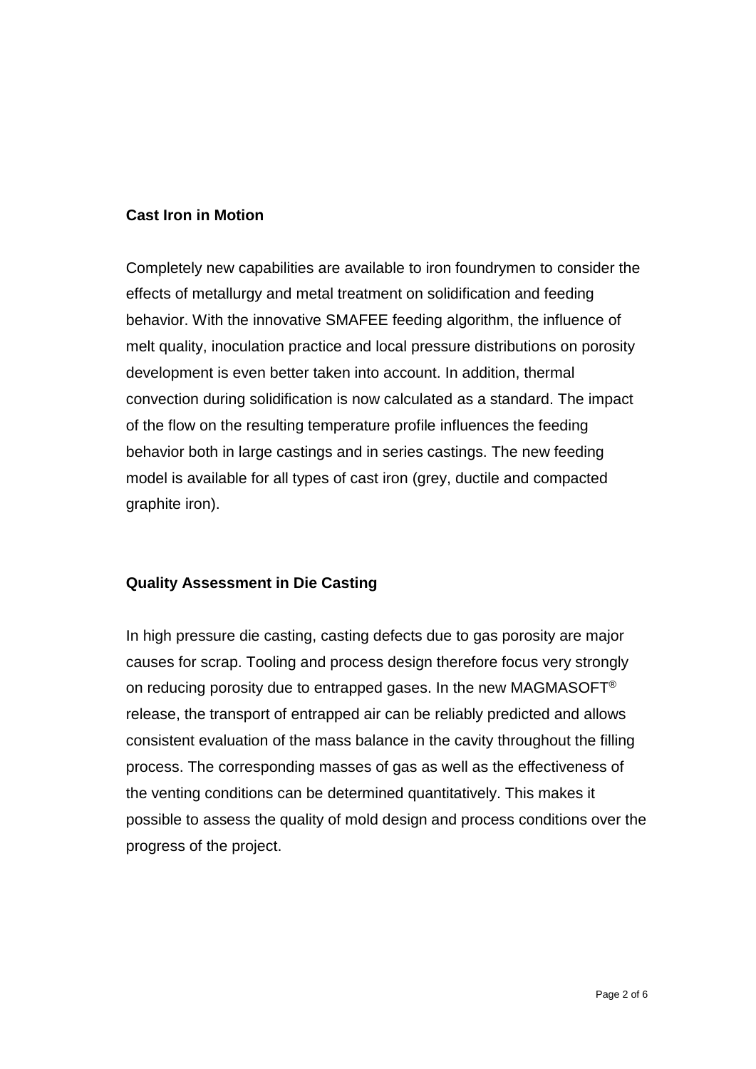## Cast Iron in Motion

Completely new capabilities are available to iron foundrymen to consider the effects of metallurgy and metal treatment on solidification and feeding behavior. With the innovative SMAFEE feeding algorithm, the influence of melt quality, inoculation practice and local pressure distributions on porosity development is even better taken into account. In addition, thermal convection during solidification is now calculated as a standard. The impact of the flow on the resulting temperature profile influences the feeding behavior both in large castings and in series castings. The new feeding model is available for all types of cast iron (grey, ductile and compacted graphite iron).

## Quality Assessment in Die Casting

In high pressure die casting, casting defects due to gas porosity are major causes for scrap. Tooling and process design therefore focus very strongly on reducing porosity due to entrapped gases. In the new MAGMASOFT® release, the transport of entrapped air can be reliably predicted and allows consistent evaluation of the mass balance in the cavity throughout the filling process. The corresponding masses of gas as well as the effectiveness of the venting conditions can be determined quantitatively. This makes it possible to assess the quality of mold design and process conditions over the progress of the project.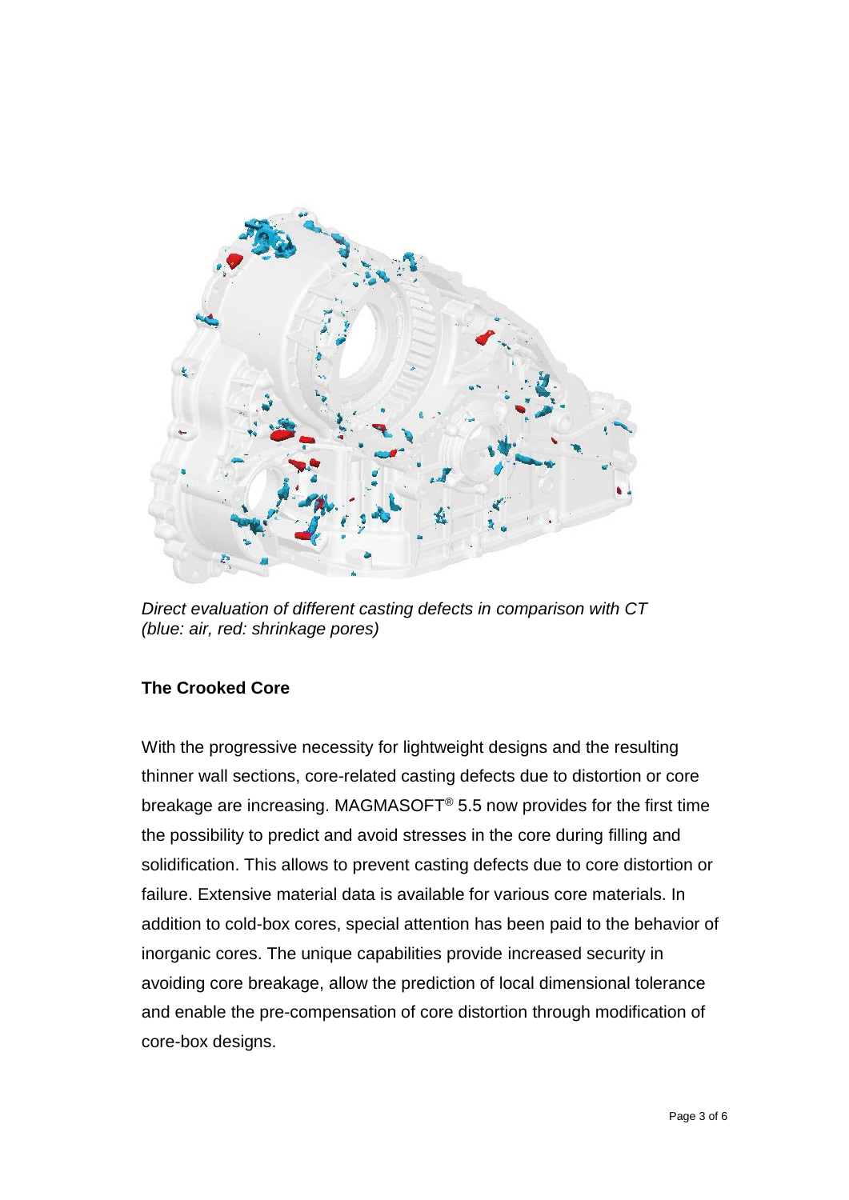*Direct evaluation of different casting defects in comparison with CT (blue: air, red: shrinkage pores)*

**The Crooked Core**

With the progressive necessity for lightweight designs and the resulting thinner wall sections, core-related casting defects due to distortion or core breakage are increasing. MAGMASOFT® 5.5 now provides for the first time the possibility to predict and avoid stresses in the core during filling and solidification. This allows to prevent casting defects due to core distortion or failure. Extensive material data is available for various core materials. In addition to cold-box cores, special attention has been paid to the behavior of inorganic cores. The unique capabilities provide increased security in avoiding core breakage, allow the prediction of local dimensional tolerance and enable the pre-compensation of core distortion through modification of core-box designs.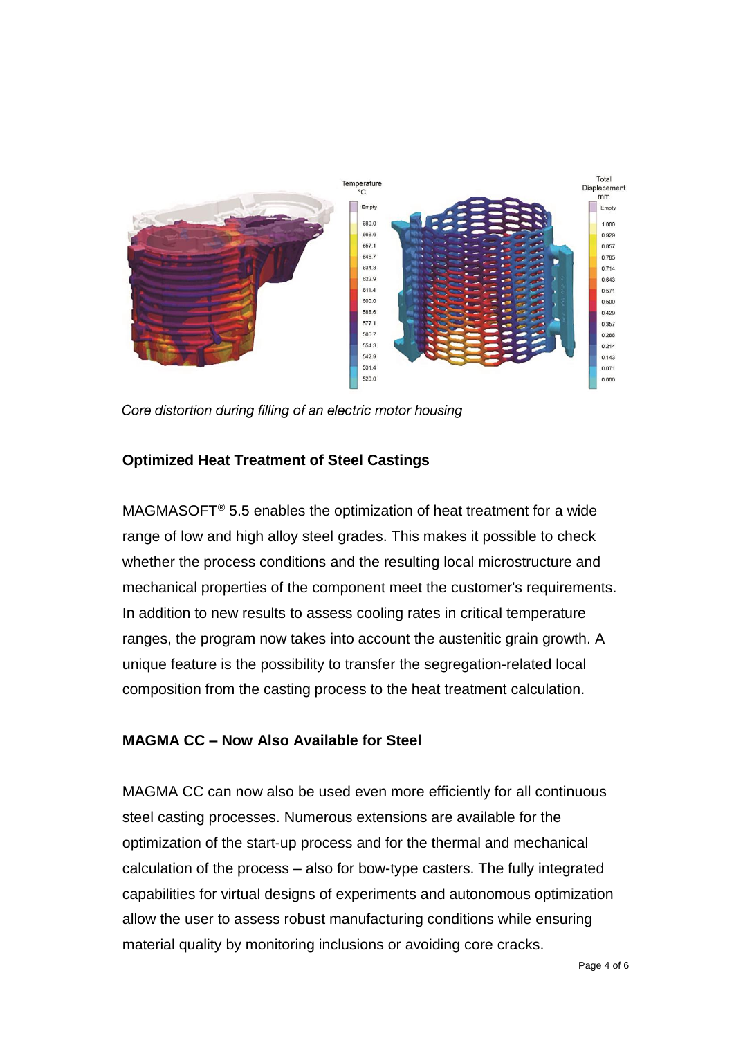*Core distortion during filling of an electric motor housing*

### Optimized Heat Treatment of Steel Castings

MAGMASOFT® 5.5 enables the optimization of heat treatment for a wide range of low and high alloy steel grades. This makes it possible to check whether the process conditions and the resulting local microstructure and mechanical properties of the component meet the customer's requirements. In addition to new results to assess cooling rates in critical temperature ranges, the program now takes into account the austenitic grain growth. A unique feature is the possibility to transfer the segregation-related local composition from the casting process to the heat treatment calculation.

### MAGMA CC – Now Also Available for Steel

MAGMA CC can now also be used even more efficiently for all continuous steel casting processes. Numerous extensions are available for the optimization of the start-up process and for the thermal and mechanical calculation of the process – also for bow-type casters. The fully integrated capabilities for virtual designs of experiments and autonomous optimization allow the user to assess robust manufacturing conditions while ensuring material quality by monitoring inclusions or avoiding core cracks.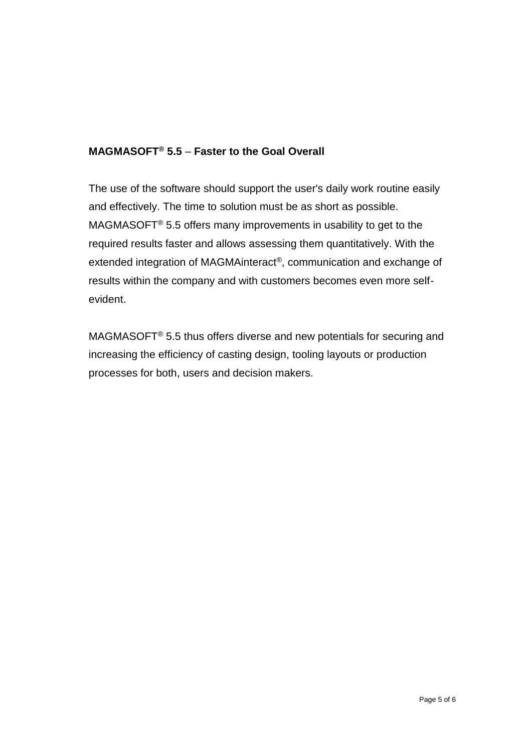**MAGMASOFT® 5.5 – Faster to the Goal Overall**

The use of the software should support the user's daily work routine easily and effectively. The time to solution must be as short as possible. MAGMASOFT® 5.5 offers many improvements in usability to get to the required results faster and allows assessing them quantitatively. With the extended integration of MAGMAinteract®, communication and exchange of results within the company and with customers becomes even more self-evident.

MAGMASOFT® 5.5 thus offers diverse and new potentials for securing and increasing the efficiency of casting design, tooling layouts or production processes for both, users and decision makers.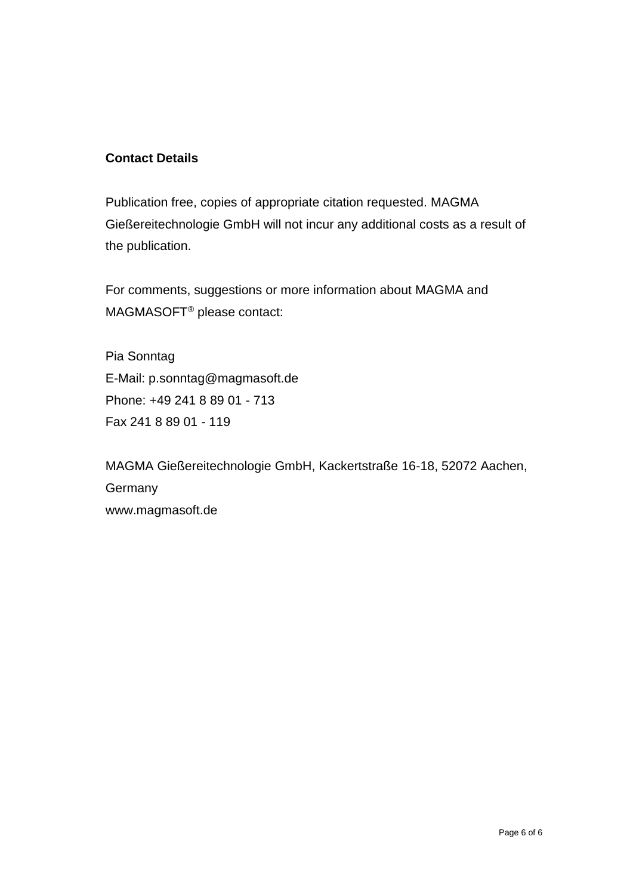**Contact Details**

Publication free, copies of appropriate citation requested. MAGMA Gießereitechnologie GmbH will not incur any additional costs as a result of the publication.

For comments, suggestions or more information about MAGMA and MAGMASOFT® please contact:

Pia Sonntag
E-Mail: p.sonntag@magmasoft.de
Phone: +49 241 8 89 01 - 713
Fax 241 8 89 01 - 119

MAGMA Gießereitechnologie GmbH, Kackertstraße 16-18, 52072 Aachen, Germany
www.magmasoft.de